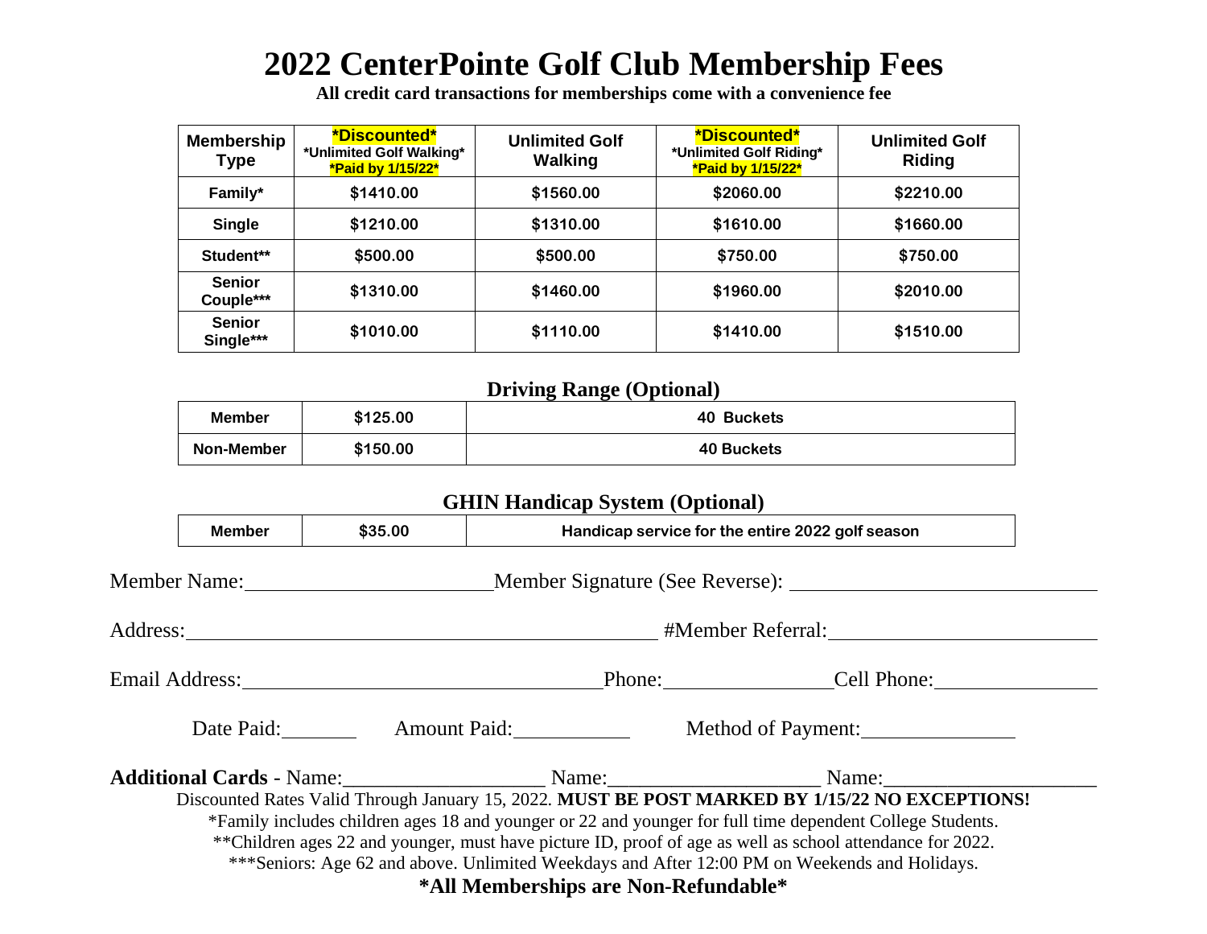# 2022 CenterPointe Golf Club Membership Fees

**All credit card transactions for memberships come with a convenience fee**

| Membership Type | \*Discounted\* \*Unlimited Golf Walking\* \*Paid by 1/15/22\* | Unlimited Golf Walking | \*Discounted\* \*Unlimited Golf Riding\* \*Paid by 1/15/22\* | Unlimited Golf Riding |
|---|---|---|---|---|
| Family* | $1410.00 | $1560.00 | $2060.00 | $2210.00 |
| Single | $1210.00 | $1310.00 | $1610.00 | $1660.00 |
| Student** | $500.00 | $500.00 | $750.00 | $750.00 |
| Senior Couple*** | $1310.00 | $1460.00 | $1960.00 | $2010.00 |
| Senior Single*** | $1010.00 | $1110.00 | $1410.00 | $1510.00 |

## Driving Range (Optional)

| Member | $125.00 | 40 Buckets |
|---|---|---|
| Non-Member | $150.00 | 40 Buckets |

## GHIN Handicap System (Optional)

| Member | $35.00 | Handicap service for the entire 2022 golf season |
|---|---|---|

Member Name:________________________ Member Signature (See Reverse): ______________________________

Address:_______________________________________________ #Member Referral:__________________________

Email Address:__________________________________ Phone:________________ Cell Phone:________________

Date Paid:________ Amount Paid:____________ Method of Payment:________________

**Additional Cards** - Name:___________________ Name:____________________ Name:____________________

Discounted Rates Valid Through January 15, 2022. **MUST BE POST MARKED BY 1/15/22 NO EXCEPTIONS!**

*Family includes children ages 18 and younger or 22 and younger for full time dependent College Students.

**Children ages 22 and younger, must have picture ID, proof of age as well as school attendance for 2022.

***Seniors: Age 62 and above. Unlimited Weekdays and After 12:00 PM on Weekends and Holidays.

**\*All Memberships are Non-Refundable\***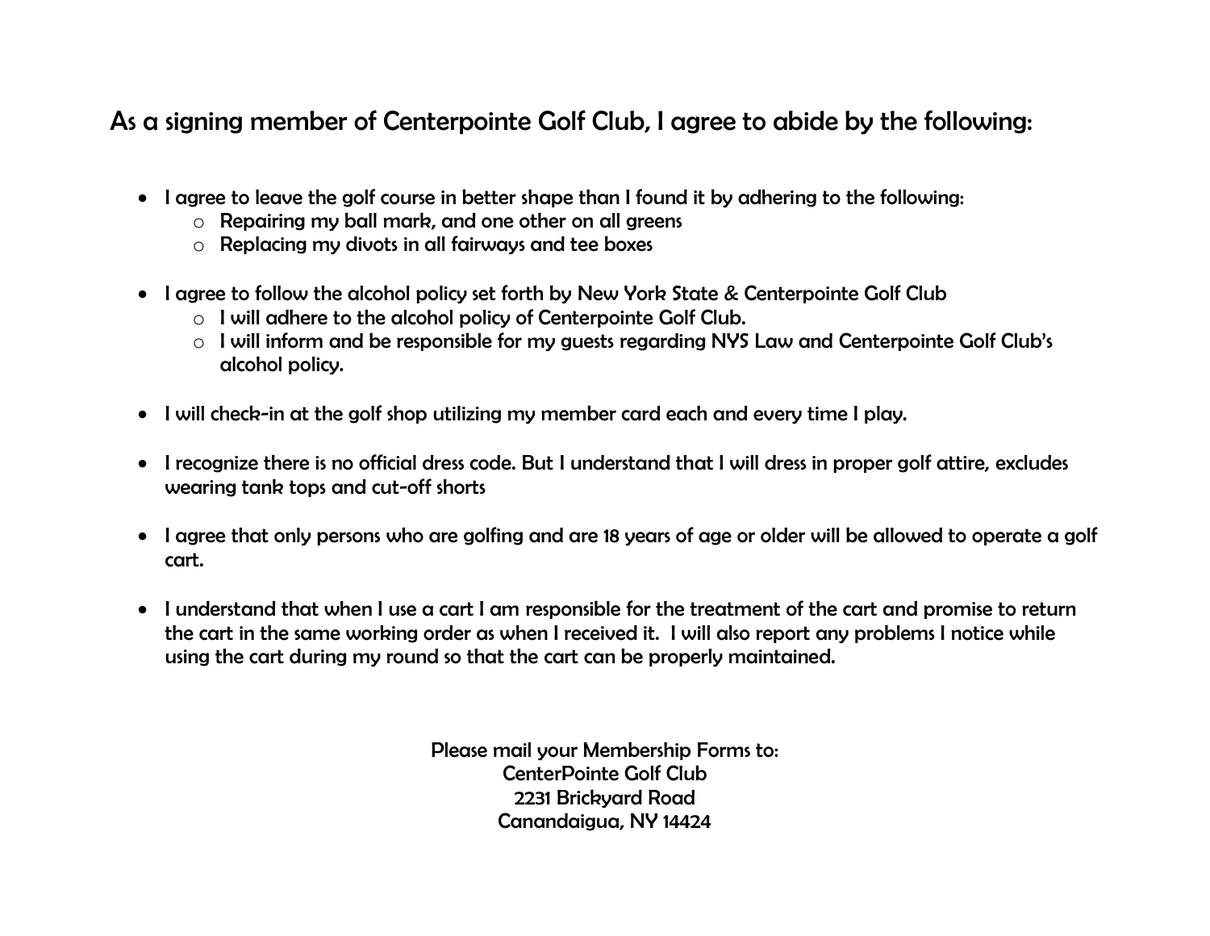## As a signing member of Centerpointe Golf Club, I agree to abide by the following:

- I agree to leave the golf course in better shape than I found it by adhering to the following:
  - Repairing my ball mark, and one other on all greens
  - Replacing my divots in all fairways and tee boxes

- I agree to follow the alcohol policy set forth by New York State & Centerpointe Golf Club
  - I will adhere to the alcohol policy of Centerpointe Golf Club.
  - I will inform and be responsible for my guests regarding NYS Law and Centerpointe Golf Club's alcohol policy.

- I will check-in at the golf shop utilizing my member card each and every time I play.

- I recognize there is no official dress code. But I understand that I will dress in proper golf attire, excludes wearing tank tops and cut-off shorts

- I agree that only persons who are golfing and are 18 years of age or older will be allowed to operate a golf cart.

- I understand that when I use a cart I am responsible for the treatment of the cart and promise to return the cart in the same working order as when I received it. I will also report any problems I notice while using the cart during my round so that the cart can be properly maintained.

Please mail your Membership Forms to:
CenterPointe Golf Club
2231 Brickyard Road
Canandaigua, NY 14424